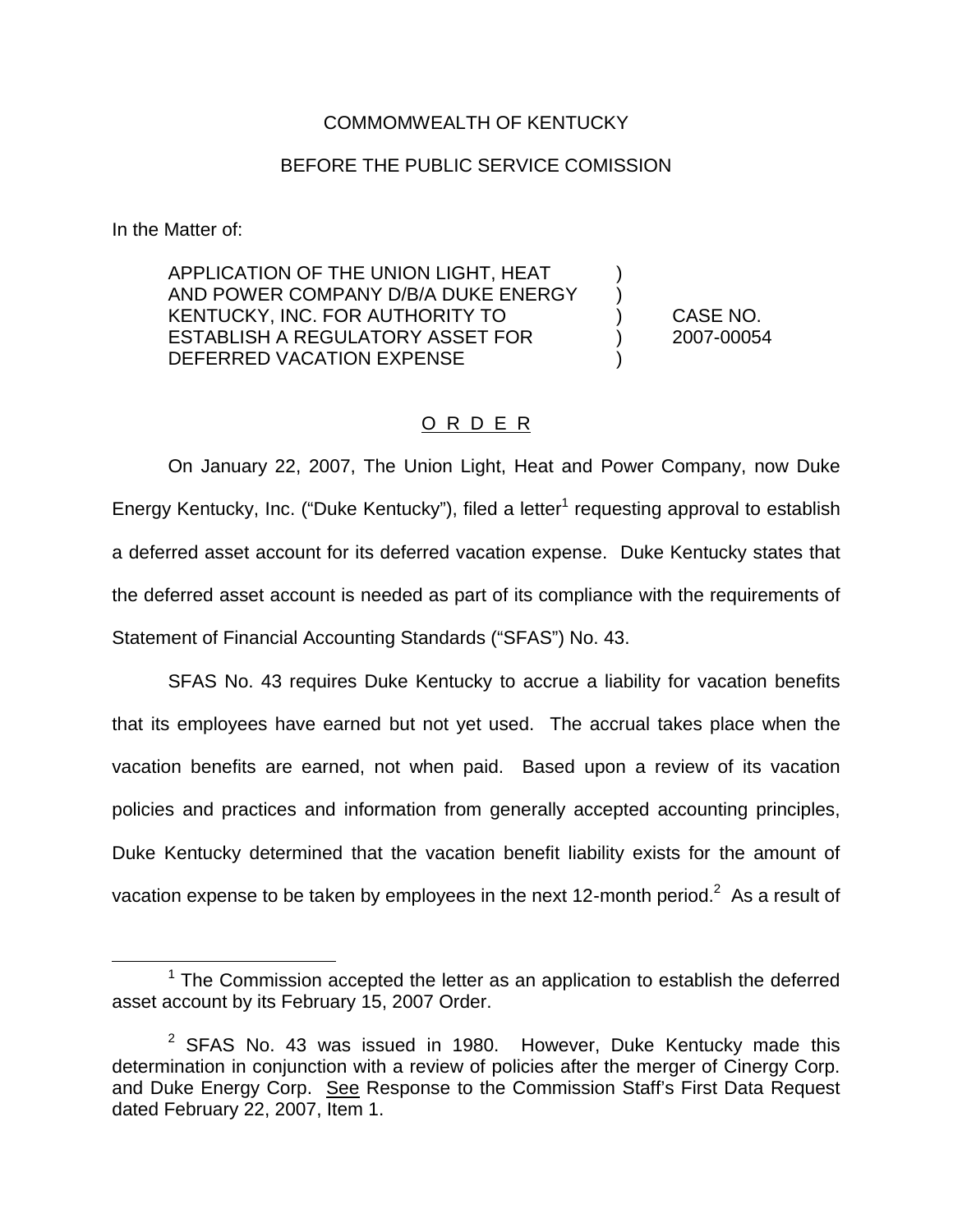COMMOMWEALTH OF KENTUCKY

BEFORE THE PUBLIC SERVICE COMISSION

In the Matter of:

| | | |
|---|---|---|
| APPLICATION OF THE UNION LIGHT, HEAT AND POWER COMPANY D/B/A DUKE ENERGY KENTUCKY, INC. FOR AUTHORITY TO ESTABLISH A REGULATORY ASSET FOR DEFERRED VACATION EXPENSE | ) ) ) ) ) | CASE NO. 2007-00054 |

O R D E R

On January 22, 2007, The Union Light, Heat and Power Company, now Duke Energy Kentucky, Inc. ("Duke Kentucky"), filed a letter[1] requesting approval to establish a deferred asset account for its deferred vacation expense. Duke Kentucky states that the deferred asset account is needed as part of its compliance with the requirements of Statement of Financial Accounting Standards ("SFAS") No. 43.

SFAS No. 43 requires Duke Kentucky to accrue a liability for vacation benefits that its employees have earned but not yet used. The accrual takes place when the vacation benefits are earned, not when paid. Based upon a review of its vacation policies and practices and information from generally accepted accounting principles, Duke Kentucky determined that the vacation benefit liability exists for the amount of vacation expense to be taken by employees in the next 12-month period.[2] As a result of

[1] The Commission accepted the letter as an application to establish the deferred asset account by its February 15, 2007 Order.

[2] SFAS No. 43 was issued in 1980. However, Duke Kentucky made this determination in conjunction with a review of policies after the merger of Cinergy Corp. and Duke Energy Corp. See Response to the Commission Staff's First Data Request dated February 22, 2007, Item 1.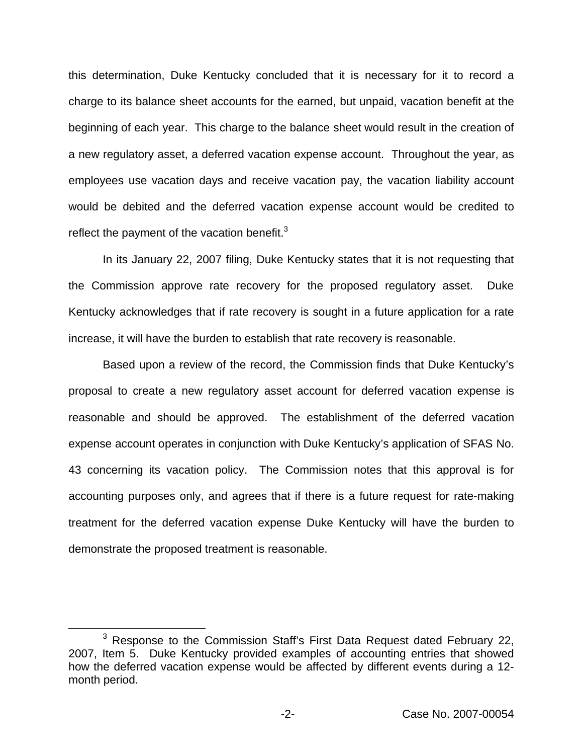this determination, Duke Kentucky concluded that it is necessary for it to record a charge to its balance sheet accounts for the earned, but unpaid, vacation benefit at the beginning of each year. This charge to the balance sheet would result in the creation of a new regulatory asset, a deferred vacation expense account. Throughout the year, as employees use vacation days and receive vacation pay, the vacation liability account would be debited and the deferred vacation expense account would be credited to reflect the payment of the vacation benefit.[3]

In its January 22, 2007 filing, Duke Kentucky states that it is not requesting that the Commission approve rate recovery for the proposed regulatory asset. Duke Kentucky acknowledges that if rate recovery is sought in a future application for a rate increase, it will have the burden to establish that rate recovery is reasonable.

Based upon a review of the record, the Commission finds that Duke Kentucky's proposal to create a new regulatory asset account for deferred vacation expense is reasonable and should be approved. The establishment of the deferred vacation expense account operates in conjunction with Duke Kentucky's application of SFAS No. 43 concerning its vacation policy. The Commission notes that this approval is for accounting purposes only, and agrees that if there is a future request for rate-making treatment for the deferred vacation expense Duke Kentucky will have the burden to demonstrate the proposed treatment is reasonable.

[3] Response to the Commission Staff's First Data Request dated February 22, 2007, Item 5. Duke Kentucky provided examples of accounting entries that showed how the deferred vacation expense would be affected by different events during a 12-month period.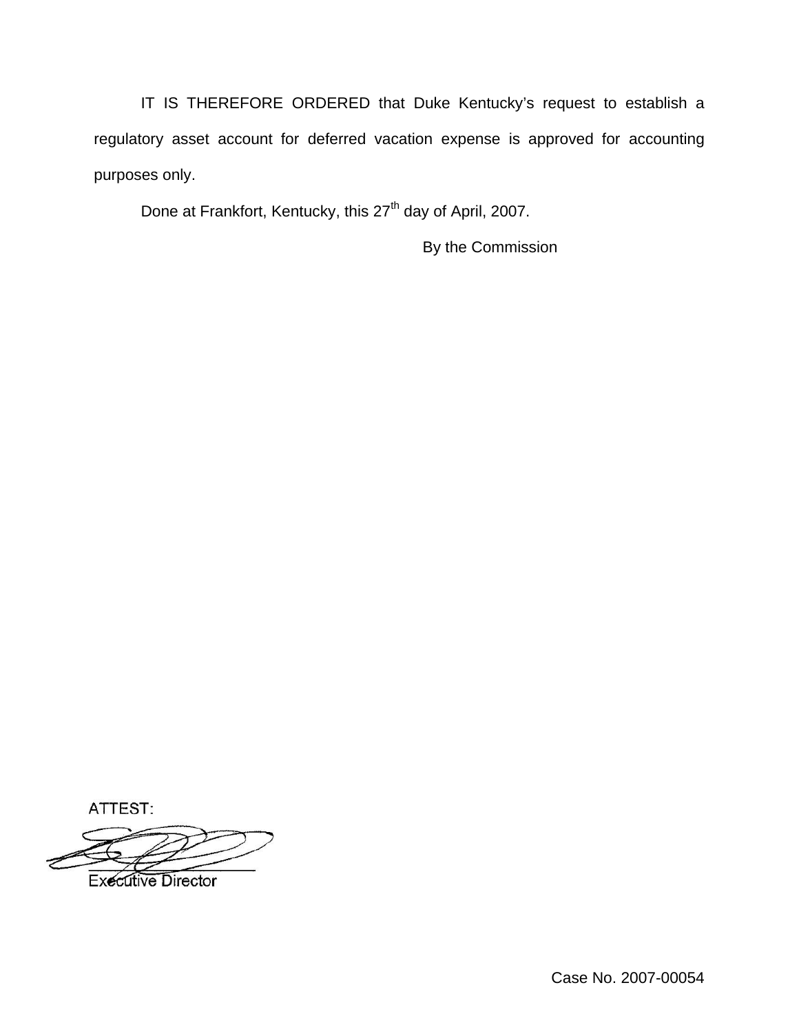IT IS THEREFORE ORDERED that Duke Kentucky's request to establish a regulatory asset account for deferred vacation expense is approved for accounting purposes only.

Done at Frankfort, Kentucky, this 27th day of April, 2007.

By the Commission

ATTEST:

Executive Director

Case No. 2007-00054